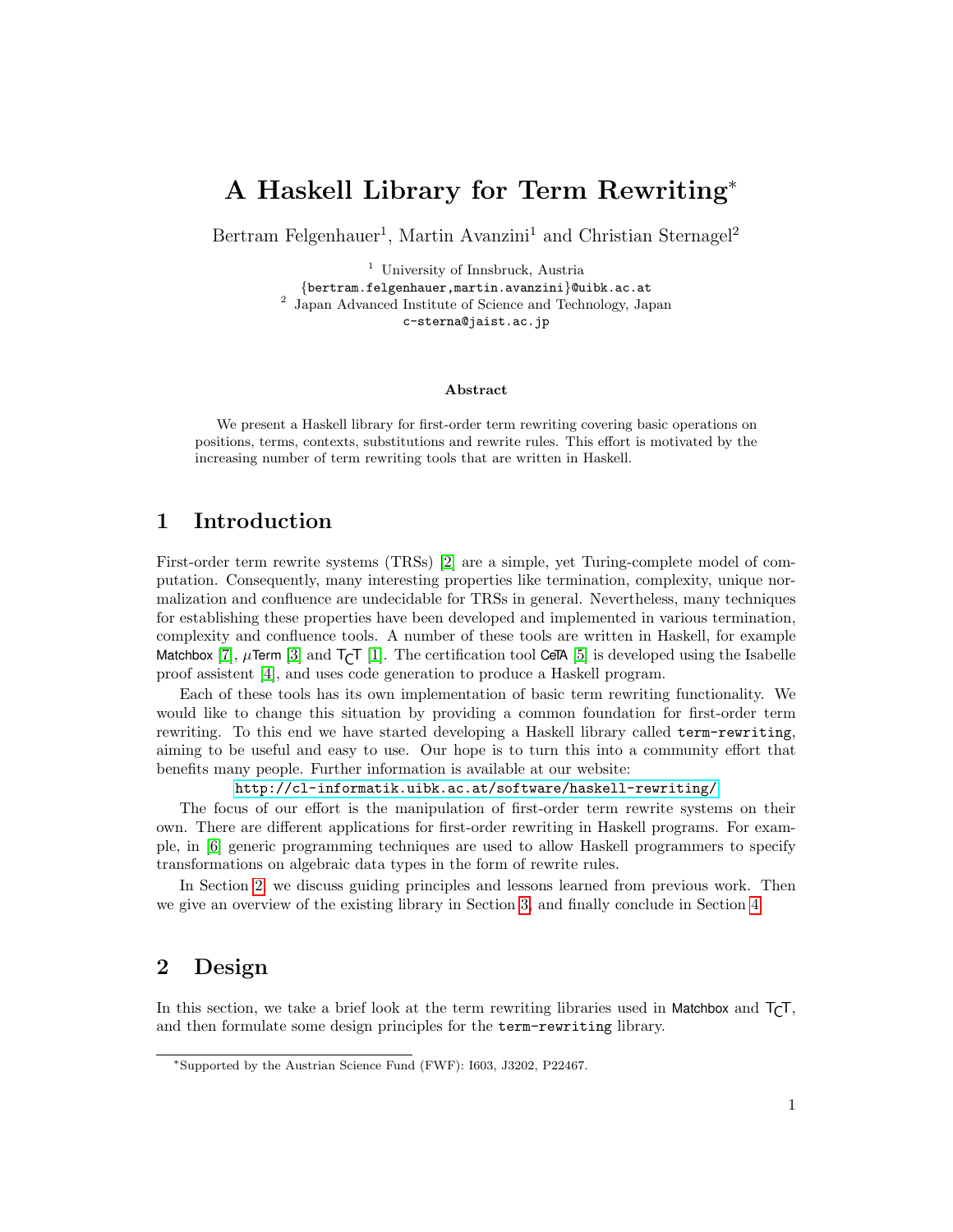# A Haskell Library for Term Rewriting*

Bertram Felgenhauer[1], Martin Avanzini[1] and Christian Sternagel[2]

[1] University of Innsbruck, Austria
{bertram.felgenhauer,martin.avanzini}@uibk.ac.at
[2] Japan Advanced Institute of Science and Technology, Japan
c-sterna@jaist.ac.jp

### Abstract

We present a Haskell library for first-order term rewriting covering basic operations on positions, terms, contexts, substitutions and rewrite rules. This effort is motivated by the increasing number of term rewriting tools that are written in Haskell.

## 1 Introduction

First-order term rewrite systems (TRSs) [2] are a simple, yet Turing-complete model of computation. Consequently, many interesting properties like termination, complexity, unique normalization and confluence are undecidable for TRSs in general. Nevertheless, many techniques for establishing these properties have been developed and implemented in various termination, complexity and confluence tools. A number of these tools are written in Haskell, for example Matchbox [7], $\mu$Term [3] and T$_C$T [1]. The certification tool CeTA [5] is developed using the Isabelle proof assistent [4], and uses code generation to produce a Haskell program.

Each of these tools has its own implementation of basic term rewriting functionality. We would like to change this situation by providing a common foundation for first-order term rewriting. To this end we have started developing a Haskell library called term-rewriting, aiming to be useful and easy to use. Our hope is to turn this into a community effort that benefits many people. Further information is available at our website:

http://cl-informatik.uibk.ac.at/software/haskell-rewriting/

The focus of our effort is the manipulation of first-order term rewrite systems on their own. There are different applications for first-order rewriting in Haskell programs. For example, in [6] generic programming techniques are used to allow Haskell programmers to specify transformations on algebraic data types in the form of rewrite rules.

In Section 2, we discuss guiding principles and lessons learned from previous work. Then we give an overview of the existing library in Section 3, and finally conclude in Section 4.

## 2 Design

In this section, we take a brief look at the term rewriting libraries used in Matchbox and T$_C$T, and then formulate some design principles for the term-rewriting library.

*Supported by the Austrian Science Fund (FWF): I603, J3202, P22467.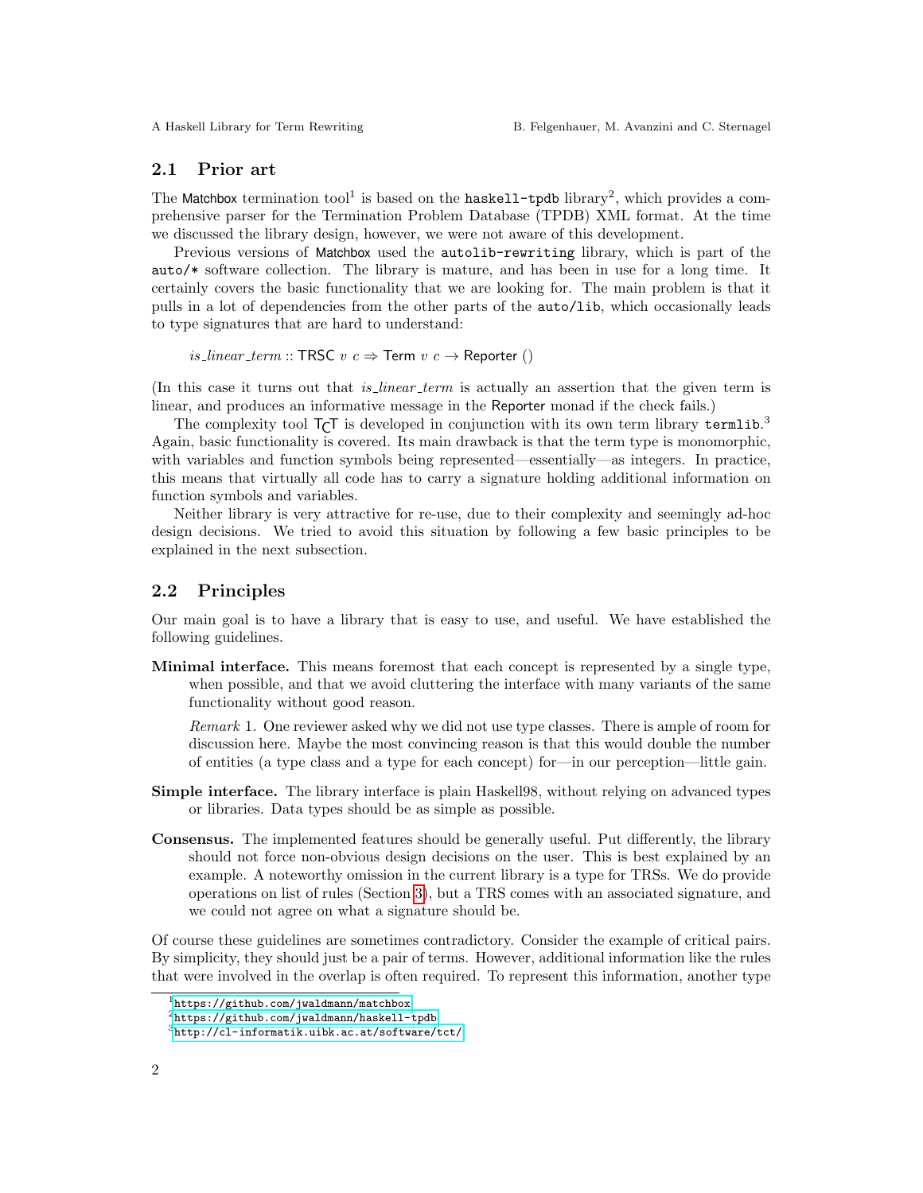## 2.1 Prior art

The Matchbox termination tool[1] is based on the `haskell-tpdb` library[2], which provides a comprehensive parser for the Termination Problem Database (TPDB) XML format. At the time we discussed the library design, however, we were not aware of this development.

Previous versions of Matchbox used the `autolib-rewriting` library, which is part of the `auto/*` software collection. The library is mature, and has been in use for a long time. It certainly covers the basic functionality that we are looking for. The main problem is that it pulls in a lot of dependencies from the other parts of the `auto/lib`, which occasionally leads to type signatures that are hard to understand:

$$\mathit{is\_linear\_term} :: \mathsf{TRSC}\ v\ c \Rightarrow \mathsf{Term}\ v\ c \rightarrow \mathsf{Reporter}\ ()$$

(In this case it turns out that *is_linear_term* is actually an assertion that the given term is linear, and produces an informative message in the Reporter monad if the check fails.)

The complexity tool T<sub>C</sub>T is developed in conjunction with its own term library `termlib`.[3] Again, basic functionality is covered. Its main drawback is that the term type is monomorphic, with variables and function symbols being represented—essentially—as integers. In practice, this means that virtually all code has to carry a signature holding additional information on function symbols and variables.

Neither library is very attractive for re-use, due to their complexity and seemingly ad-hoc design decisions. We tried to avoid this situation by following a few basic principles to be explained in the next subsection.

## 2.2 Principles

Our main goal is to have a library that is easy to use, and useful. We have established the following guidelines.

**Minimal interface.** This means foremost that each concept is represented by a single type, when possible, and that we avoid cluttering the interface with many variants of the same functionality without good reason.

*Remark* 1. One reviewer asked why we did not use type classes. There is ample of room for discussion here. Maybe the most convincing reason is that this would double the number of entities (a type class and a type for each concept) for—in our perception—little gain.

**Simple interface.** The library interface is plain Haskell98, without relying on advanced types or libraries. Data types should be as simple as possible.

**Consensus.** The implemented features should be generally useful. Put differently, the library should not force non-obvious design decisions on the user. This is best explained by an example. A noteworthy omission in the current library is a type for TRSs. We do provide operations on list of rules (Section 3), but a TRS comes with an associated signature, and we could not agree on what a signature should be.

Of course these guidelines are sometimes contradictory. Consider the example of critical pairs. By simplicity, they should just be a pair of terms. However, additional information like the rules that were involved in the overlap is often required. To represent this information, another type

---

[1] https://github.com/jwaldmann/matchbox

[2] https://github.com/jwaldmann/haskell-tpdb

[3] http://cl-informatik.uibk.ac.at/software/tct/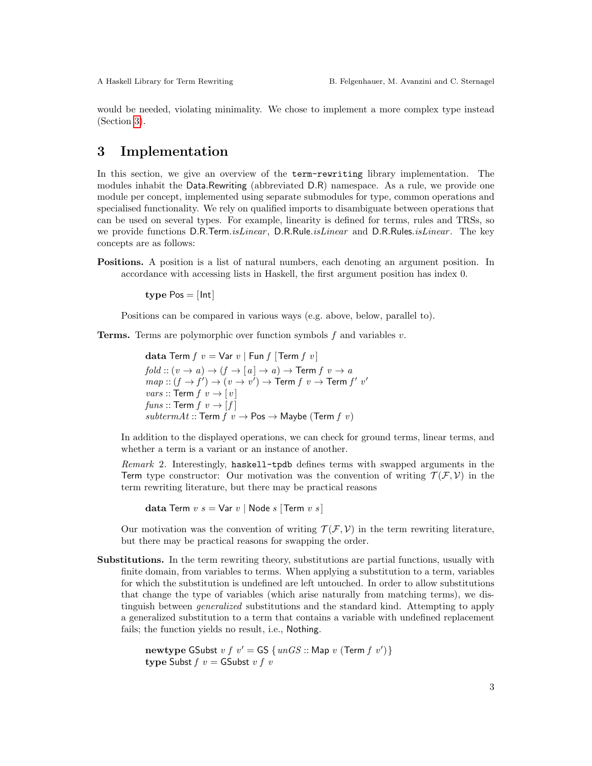would be needed, violating minimality. We chose to implement a more complex type instead (Section 3).

## 3 Implementation

In this section, we give an overview of the `term-rewriting` library implementation. The modules inhabit the Data.Rewriting (abbreviated D.R) namespace. As a rule, we provide one module per concept, implemented using separate submodules for type, common operations and specialised functionality. We rely on qualified imports to disambiguate between operations that can be used on several types. For example, linearity is defined for terms, rules and TRSs, so we provide functions D.R.Term.*isLinear*, D.R.Rule.*isLinear* and D.R.Rules.*isLinear*. The key concepts are as follows:

**Positions.** A position is a list of natural numbers, each denoting an argument position. In accordance with accessing lists in Haskell, the first argument position has index 0.

```
type Pos = [Int]
```

Positions can be compared in various ways (e.g. above, below, parallel to).

**Terms.** Terms are polymorphic over function symbols $f$ and variables $v$.

```
data Term f v = Var v | Fun f [Term f v]
fold :: (v → a) → (f → [a] → a) → Term f v → a
map :: (f → f') → (v → v') → Term f v → Term f' v'
vars :: Term f v → [v]
funs :: Term f v → [f]
subtermAt :: Term f v → Pos → Maybe (Term f v)
```

In addition to the displayed operations, we can check for ground terms, linear terms, and whether a term is a variant or an instance of another.

*Remark* 2. Interestingly, `haskell-tpdb` defines terms with swapped arguments in the Term type constructor: Our motivation was the convention of writing $\mathcal{T}(\mathcal{F},\mathcal{V})$ in the term rewriting literature, but there may be practical reasons

```
data Term v s = Var v | Node s [Term v s]
```

Our motivation was the convention of writing $\mathcal{T}(\mathcal{F},\mathcal{V})$ in the term rewriting literature, but there may be practical reasons for swapping the order.

**Substitutions.** In the term rewriting theory, substitutions are partial functions, usually with finite domain, from variables to terms. When applying a substitution to a term, variables for which the substitution is undefined are left untouched. In order to allow substitutions that change the type of variables (which arise naturally from matching terms), we distinguish between *generalized* substitutions and the standard kind. Attempting to apply a generalized substitution to a term that contains a variable with undefined replacement fails; the function yields no result, i.e., Nothing.

```
newtype GSubst v f v' = GS { unGS :: Map v (Term f v') }
type Subst f v = GSubst v f v
```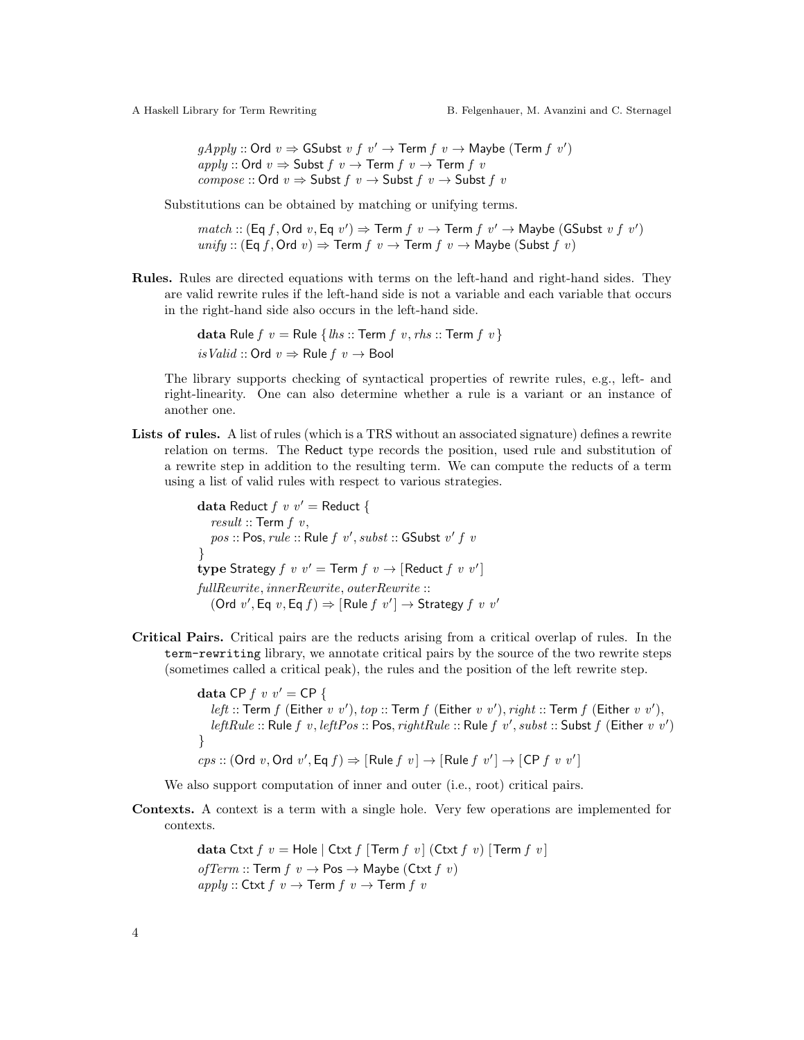```
gApply :: Ord v ⇒ GSubst v f v' → Term f v → Maybe (Term f v')
apply :: Ord v ⇒ Subst f v → Term f v → Term f v
compose :: Ord v ⇒ Subst f v → Subst f v → Subst f v
```

Substitutions can be obtained by matching or unifying terms.

```
match :: (Eq f, Ord v, Eq v') ⇒ Term f v → Term f v' → Maybe (GSubst v f v')
unify :: (Eq f, Ord v) ⇒ Term f v → Term f v → Maybe (Subst f v)
```

**Rules.** Rules are directed equations with terms on the left-hand and right-hand sides. They are valid rewrite rules if the left-hand side is not a variable and each variable that occurs in the right-hand side also occurs in the left-hand side.

```
data Rule f v = Rule { lhs :: Term f v, rhs :: Term f v }
isValid :: Ord v ⇒ Rule f v → Bool
```

The library supports checking of syntactical properties of rewrite rules, e.g., left- and right-linearity. One can also determine whether a rule is a variant or an instance of another one.

**Lists of rules.** A list of rules (which is a TRS without an associated signature) defines a rewrite relation on terms. The Reduct type records the position, used rule and substitution of a rewrite step in addition to the resulting term. We can compute the reducts of a term using a list of valid rules with respect to various strategies.

```
data Reduct f v v' = Reduct {
  result :: Term f v,
  pos :: Pos, rule :: Rule f v', subst :: GSubst v' f v
}
type Strategy f v v' = Term f v → [Reduct f v v']
fullRewrite, innerRewrite, outerRewrite ::
  (Ord v', Eq v, Eq f) ⇒ [Rule f v'] → Strategy f v v'
```

**Critical Pairs.** Critical pairs are the reducts arising from a critical overlap of rules. In the `term-rewriting` library, we annotate critical pairs by the source of the two rewrite steps (sometimes called a critical peak), the rules and the position of the left rewrite step.

```
data CP f v v' = CP {
  left :: Term f (Either v v'), top :: Term f (Either v v'), right :: Term f (Either v v'),
  leftRule :: Rule f v, leftPos :: Pos, rightRule :: Rule f v', subst :: Subst f (Either v v')
}
cps :: (Ord v, Ord v', Eq f) ⇒ [Rule f v] → [Rule f v'] → [CP f v v']
```

We also support computation of inner and outer (i.e., root) critical pairs.

**Contexts.** A context is a term with a single hole. Very few operations are implemented for contexts.

```
data Ctxt f v = Hole | Ctxt f [Term f v] (Ctxt f v) [Term f v]
ofTerm :: Term f v → Pos → Maybe (Ctxt f v)
apply :: Ctxt f v → Term f v → Term f v
```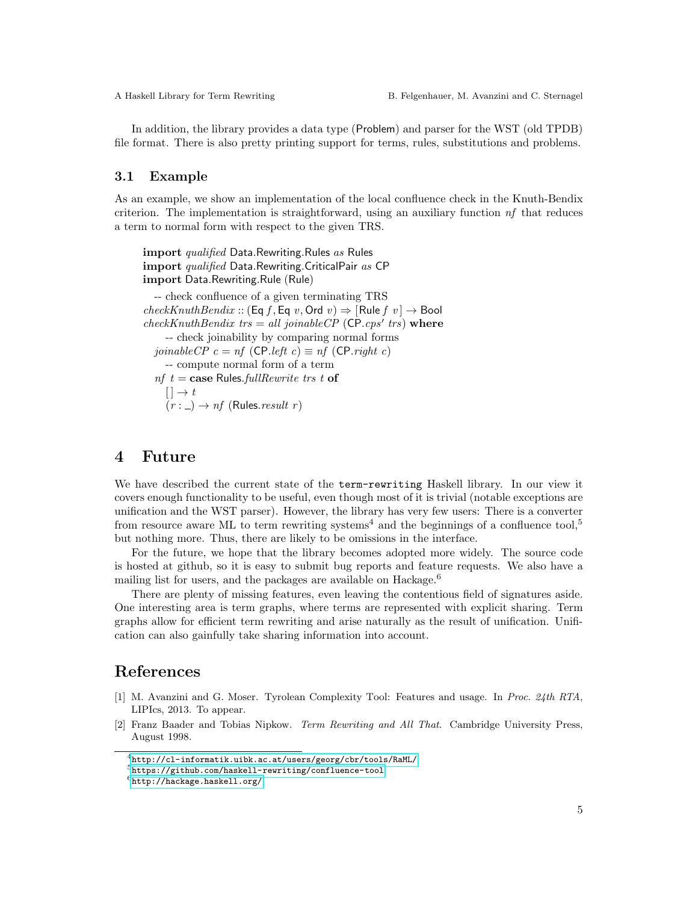In addition, the library provides a data type (Problem) and parser for the WST (old TPDB) file format. There is also pretty printing support for terms, rules, substitutions and problems.

### 3.1 Example

As an example, we show an implementation of the local confluence check in the Knuth-Bendix criterion. The implementation is straightforward, using an auxiliary function *nf* that reduces a term to normal form with respect to the given TRS.

```
import qualified Data.Rewriting.Rules as Rules
import qualified Data.Rewriting.CriticalPair as CP
import Data.Rewriting.Rule (Rule)

  -- check confluence of a given terminating TRS
checkKnuthBendix :: (Eq f, Eq v, Ord v) => [Rule f v] -> Bool
checkKnuthBendix trs = all joinableCP (CP.cps' trs) where
    -- check joinability by comparing normal forms
  joinableCP c = nf (CP.left c) == nf (CP.right c)
    -- compute normal form of a term
  nf t = case Rules.fullRewrite trs t of
    [] -> t
    (r : _) -> nf (Rules.result r)
```

## 4 Future

We have described the current state of the `term-rewriting` Haskell library. In our view it covers enough functionality to be useful, even though most of it is trivial (notable exceptions are unification and the WST parser). However, the library has very few users: There is a converter from resource aware ML to term rewriting systems[4] and the beginnings of a confluence tool,[5] but nothing more. Thus, there are likely to be omissions in the interface.

For the future, we hope that the library becomes adopted more widely. The source code is hosted at github, so it is easy to submit bug reports and feature requests. We also have a mailing list for users, and the packages are available on Hackage.[6]

There are plenty of missing features, even leaving the contentious field of signatures aside. One interesting area is term graphs, where terms are represented with explicit sharing. Term graphs allow for efficient term rewriting and arise naturally as the result of unification. Unification can also gainfully take sharing information into account.

## References

[1] M. Avanzini and G. Moser. Tyrolean Complexity Tool: Features and usage. In *Proc. 24th RTA*, LIPIcs, 2013. To appear.

[2] Franz Baader and Tobias Nipkow. *Term Rewriting and All That*. Cambridge University Press, August 1998.

---

[4] `http://cl-informatik.uibk.ac.at/users/georg/cbr/tools/RaML/`

[5] `https://github.com/haskell-rewriting/confluence-tool`

[6] `http://hackage.haskell.org/`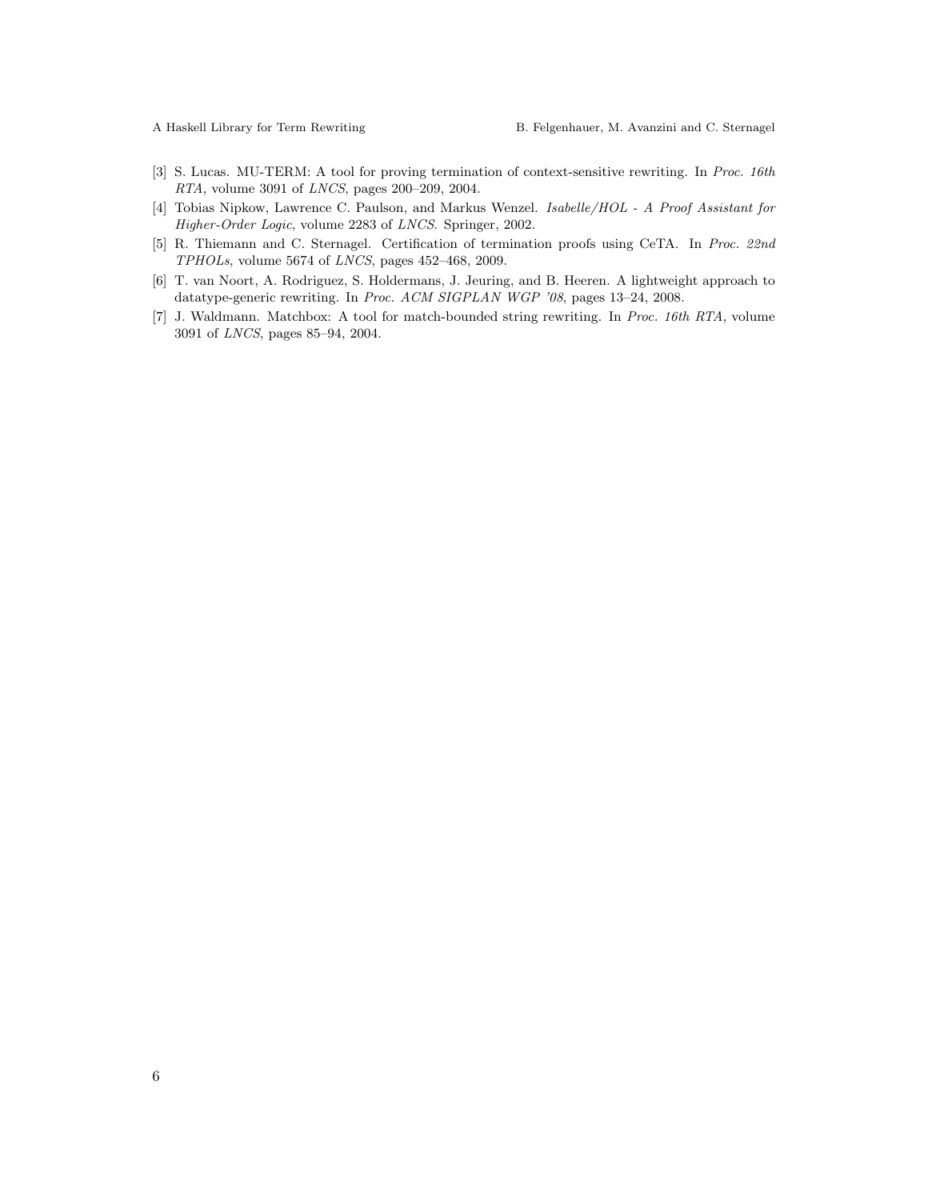[3] S. Lucas. MU-TERM: A tool for proving termination of context-sensitive rewriting. In *Proc. 16th RTA*, volume 3091 of *LNCS*, pages 200–209, 2004.

[4] Tobias Nipkow, Lawrence C. Paulson, and Markus Wenzel. *Isabelle/HOL - A Proof Assistant for Higher-Order Logic*, volume 2283 of *LNCS*. Springer, 2002.

[5] R. Thiemann and C. Sternagel. Certification of termination proofs using CeTA. In *Proc. 22nd TPHOLs*, volume 5674 of *LNCS*, pages 452–468, 2009.

[6] T. van Noort, A. Rodriguez, S. Holdermans, J. Jeuring, and B. Heeren. A lightweight approach to datatype-generic rewriting. In *Proc. ACM SIGPLAN WGP '08*, pages 13–24, 2008.

[7] J. Waldmann. Matchbox: A tool for match-bounded string rewriting. In *Proc. 16th RTA*, volume 3091 of *LNCS*, pages 85–94, 2004.